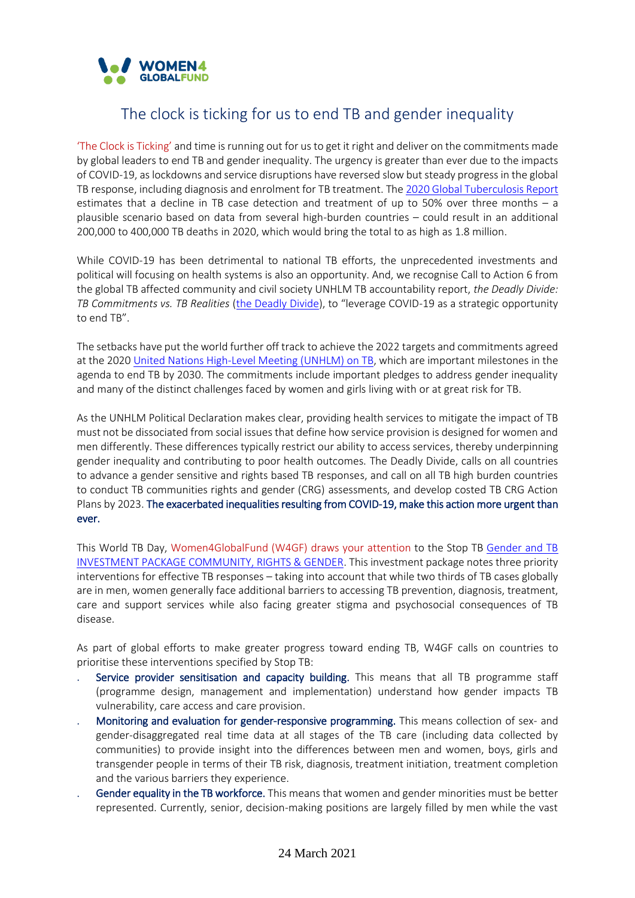# The clock is ticking for us to end TB and gender inequality

'The Clock is Ticking' and time is running out for us to get it right and deliver on the commitments made by global leaders to end TB and gender inequality. The urgency is greater than ever due to the impacts of COVID-19, as lockdowns and service disruptions have reversed slow but steady progress in the global TB response, including diagnosis and enrolment for TB treatment. The [2020 Global Tuberculosis Report](#) estimates that a decline in TB case detection and treatment of up to 50% over three months – a plausible scenario based on data from several high-burden countries – could result in an additional 200,000 to 400,000 TB deaths in 2020, which would bring the total to as high as 1.8 million.

While COVID-19 has been detrimental to national TB efforts, the unprecedented investments and political will focusing on health systems is also an opportunity. And, we recognise Call to Action 6 from the global TB affected community and civil society UNHLM TB accountability report, *the Deadly Divide: TB Commitments vs. TB Realities* ([the Deadly Divide](#)), to "leverage COVID-19 as a strategic opportunity to end TB".

The setbacks have put the world further off track to achieve the 2022 targets and commitments agreed at the 2020 [United Nations High-Level Meeting (UNHLM) on TB](#), which are important milestones in the agenda to end TB by 2030. The commitments include important pledges to address gender inequality and many of the distinct challenges faced by women and girls living with or at great risk for TB.

As the UNHLM Political Declaration makes clear, providing health services to mitigate the impact of TB must not be dissociated from social issues that define how service provision is designed for women and men differently. These differences typically restrict our ability to access services, thereby underpinning gender inequality and contributing to poor health outcomes. The Deadly Divide, calls on all countries to advance a gender sensitive and rights based TB responses, and call on all TB high burden countries to conduct TB communities rights and gender (CRG) assessments, and develop costed TB CRG Action Plans by 2023. **The exacerbated inequalities resulting from COVID-19, make this action more urgent than ever.**

This World TB Day, Women4GlobalFund (W4GF) draws your attention to the Stop TB [Gender and TB INVESTMENT PACKAGE COMMUNITY, RIGHTS & GENDER](#). This investment package notes three priority interventions for effective TB responses – taking into account that while two thirds of TB cases globally are in men, women generally face additional barriers to accessing TB prevention, diagnosis, treatment, care and support services while also facing greater stigma and psychosocial consequences of TB disease.

As part of global efforts to make greater progress toward ending TB, W4GF calls on countries to prioritise these interventions specified by Stop TB:

- **Service provider sensitisation and capacity building.** This means that all TB programme staff (programme design, management and implementation) understand how gender impacts TB vulnerability, care access and care provision.
- **Monitoring and evaluation for gender-responsive programming.** This means collection of sex- and gender-disaggregated real time data at all stages of the TB care (including data collected by communities) to provide insight into the differences between men and women, boys, girls and transgender people in terms of their TB risk, diagnosis, treatment initiation, treatment completion and the various barriers they experience.
- **Gender equality in the TB workforce.** This means that women and gender minorities must be better represented. Currently, senior, decision-making positions are largely filled by men while the vast

24 March 2021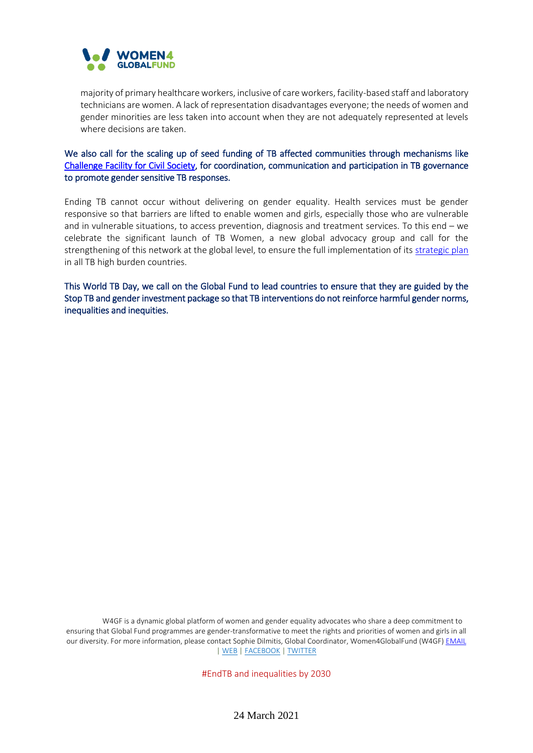majority of primary healthcare workers, inclusive of care workers, facility-based staff and laboratory technicians are women. A lack of representation disadvantages everyone; the needs of women and gender minorities are less taken into account when they are not adequately represented at levels where decisions are taken.

We also call for the scaling up of seed funding of TB affected communities through mechanisms like Challenge Facility for Civil Society, for coordination, communication and participation in TB governance to promote gender sensitive TB responses.

Ending TB cannot occur without delivering on gender equality. Health services must be gender responsive so that barriers are lifted to enable women and girls, especially those who are vulnerable and in vulnerable situations, to access prevention, diagnosis and treatment services. To this end – we celebrate the significant launch of TB Women, a new global advocacy group and call for the strengthening of this network at the global level, to ensure the full implementation of its strategic plan in all TB high burden countries.

This World TB Day, we call on the Global Fund to lead countries to ensure that they are guided by the Stop TB and gender investment package so that TB interventions do not reinforce harmful gender norms, inequalities and inequities.

W4GF is a dynamic global platform of women and gender equality advocates who share a deep commitment to ensuring that Global Fund programmes are gender-transformative to meet the rights and priorities of women and girls in all our diversity. For more information, please contact Sophie Dilmitis, Global Coordinator, Women4GlobalFund (W4GF) EMAIL | WEB | FACEBOOK | TWITTER

#EndTB and inequalities by 2030

24 March 2021